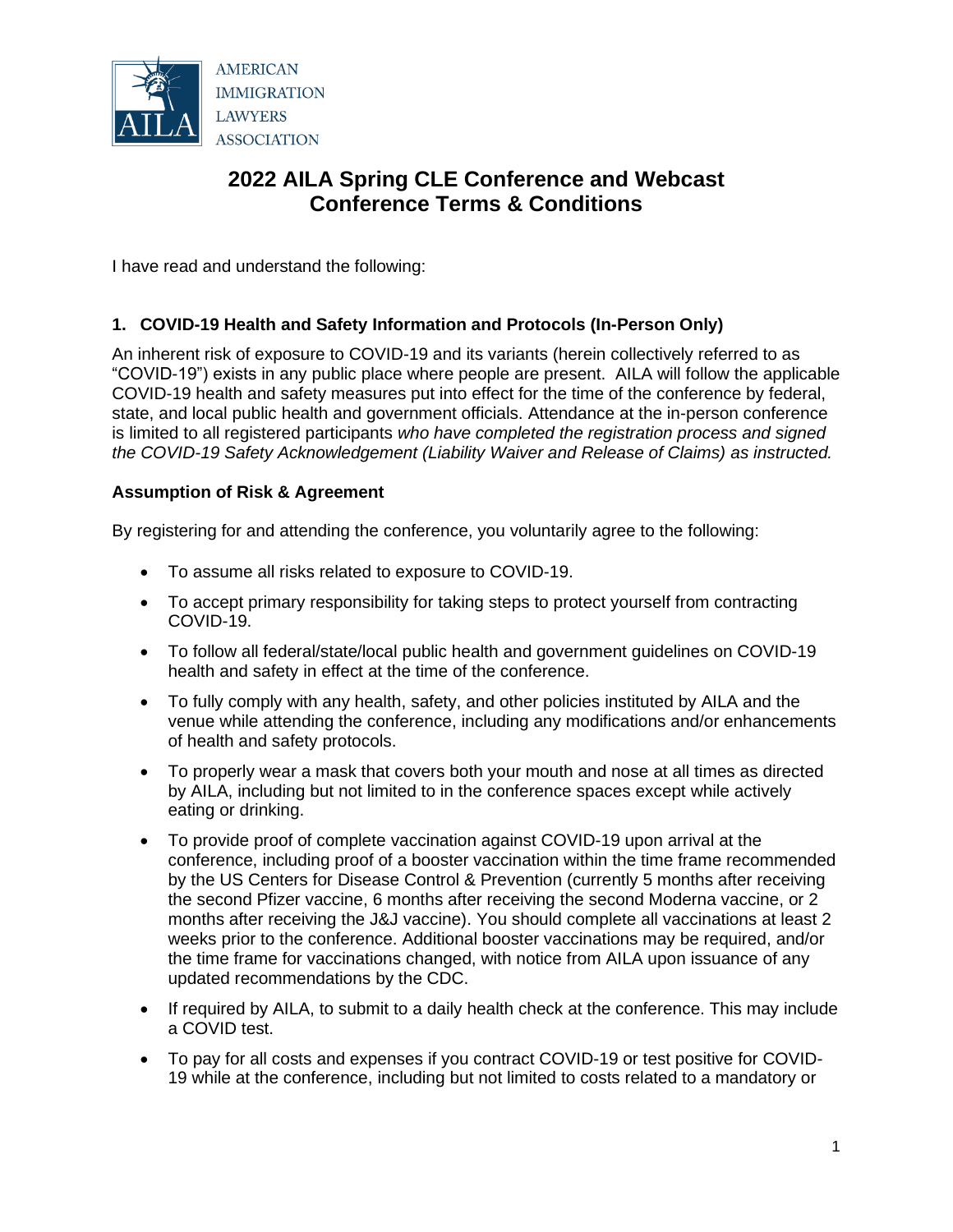AMERICAN IMMIGRATION LAWYERS ASSOCIATION

# 2022 AILA Spring CLE Conference and Webcast
# Conference Terms & Conditions

I have read and understand the following:

### 1. COVID-19 Health and Safety Information and Protocols (In-Person Only)

An inherent risk of exposure to COVID-19 and its variants (herein collectively referred to as "COVID-19") exists in any public place where people are present. AILA will follow the applicable COVID-19 health and safety measures put into effect for the time of the conference by federal, state, and local public health and government officials. Attendance at the in-person conference is limited to all registered participants *who have completed the registration process and signed the COVID-19 Safety Acknowledgement (Liability Waiver and Release of Claims) as instructed.*

**Assumption of Risk & Agreement**

By registering for and attending the conference, you voluntarily agree to the following:

- To assume all risks related to exposure to COVID-19.
- To accept primary responsibility for taking steps to protect yourself from contracting COVID-19.
- To follow all federal/state/local public health and government guidelines on COVID-19 health and safety in effect at the time of the conference.
- To fully comply with any health, safety, and other policies instituted by AILA and the venue while attending the conference, including any modifications and/or enhancements of health and safety protocols.
- To properly wear a mask that covers both your mouth and nose at all times as directed by AILA, including but not limited to in the conference spaces except while actively eating or drinking.
- To provide proof of complete vaccination against COVID-19 upon arrival at the conference, including proof of a booster vaccination within the time frame recommended by the US Centers for Disease Control & Prevention (currently 5 months after receiving the second Pfizer vaccine, 6 months after receiving the second Moderna vaccine, or 2 months after receiving the J&J vaccine). You should complete all vaccinations at least 2 weeks prior to the conference. Additional booster vaccinations may be required, and/or the time frame for vaccinations changed, with notice from AILA upon issuance of any updated recommendations by the CDC.
- If required by AILA, to submit to a daily health check at the conference. This may include a COVID test.
- To pay for all costs and expenses if you contract COVID-19 or test positive for COVID-19 while at the conference, including but not limited to costs related to a mandatory or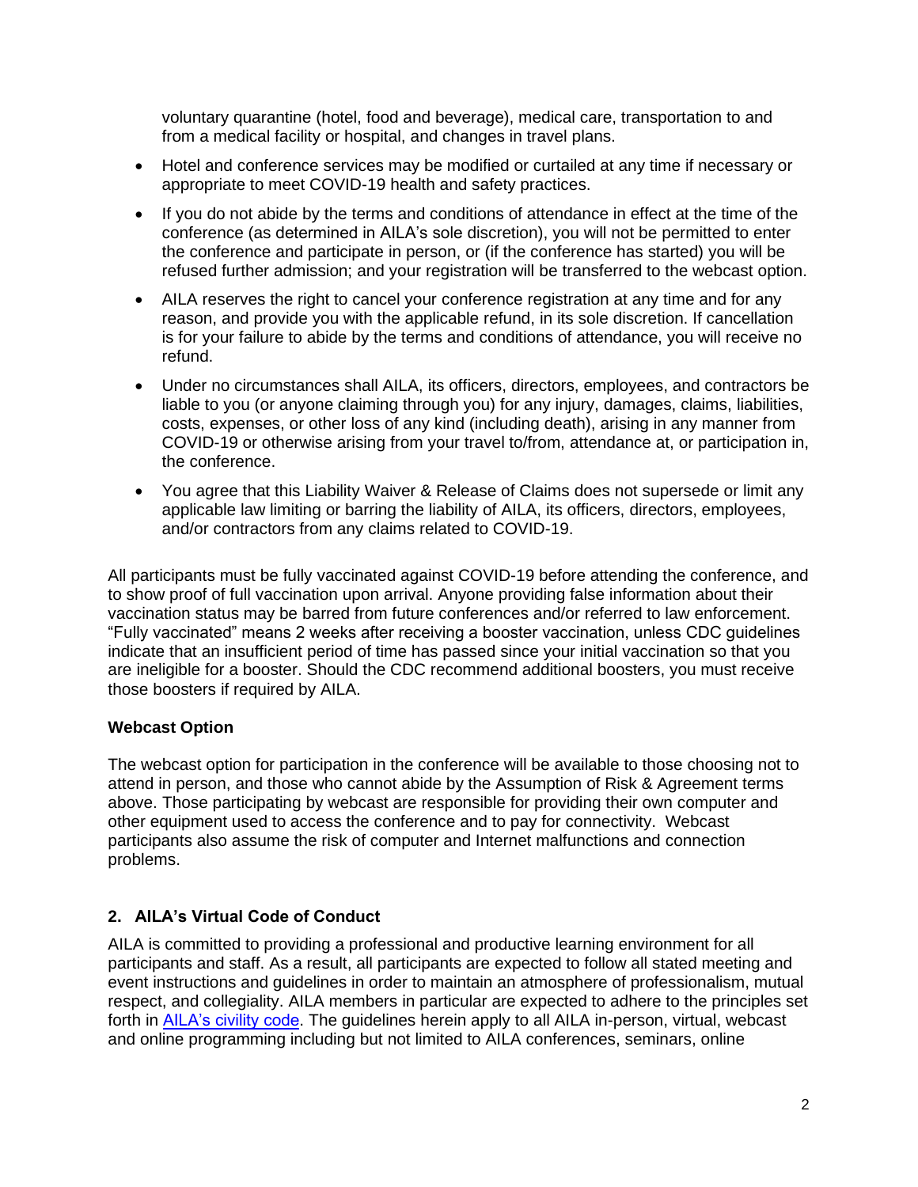voluntary quarantine (hotel, food and beverage), medical care, transportation to and from a medical facility or hospital, and changes in travel plans.

- Hotel and conference services may be modified or curtailed at any time if necessary or appropriate to meet COVID-19 health and safety practices.
- If you do not abide by the terms and conditions of attendance in effect at the time of the conference (as determined in AILA's sole discretion), you will not be permitted to enter the conference and participate in person, or (if the conference has started) you will be refused further admission; and your registration will be transferred to the webcast option.
- AILA reserves the right to cancel your conference registration at any time and for any reason, and provide you with the applicable refund, in its sole discretion. If cancellation is for your failure to abide by the terms and conditions of attendance, you will receive no refund.
- Under no circumstances shall AILA, its officers, directors, employees, and contractors be liable to you (or anyone claiming through you) for any injury, damages, claims, liabilities, costs, expenses, or other loss of any kind (including death), arising in any manner from COVID-19 or otherwise arising from your travel to/from, attendance at, or participation in, the conference.
- You agree that this Liability Waiver & Release of Claims does not supersede or limit any applicable law limiting or barring the liability of AILA, its officers, directors, employees, and/or contractors from any claims related to COVID-19.

All participants must be fully vaccinated against COVID-19 before attending the conference, and to show proof of full vaccination upon arrival. Anyone providing false information about their vaccination status may be barred from future conferences and/or referred to law enforcement. "Fully vaccinated" means 2 weeks after receiving a booster vaccination, unless CDC guidelines indicate that an insufficient period of time has passed since your initial vaccination so that you are ineligible for a booster. Should the CDC recommend additional boosters, you must receive those boosters if required by AILA.

**Webcast Option**

The webcast option for participation in the conference will be available to those choosing not to attend in person, and those who cannot abide by the Assumption of Risk & Agreement terms above. Those participating by webcast are responsible for providing their own computer and other equipment used to access the conference and to pay for connectivity. Webcast participants also assume the risk of computer and Internet malfunctions and connection problems.

## 2. AILA's Virtual Code of Conduct

AILA is committed to providing a professional and productive learning environment for all participants and staff. As a result, all participants are expected to follow all stated meeting and event instructions and guidelines in order to maintain an atmosphere of professionalism, mutual respect, and collegiality. AILA members in particular are expected to adhere to the principles set forth in AILA's civility code. The guidelines herein apply to all AILA in-person, virtual, webcast and online programming including but not limited to AILA conferences, seminars, online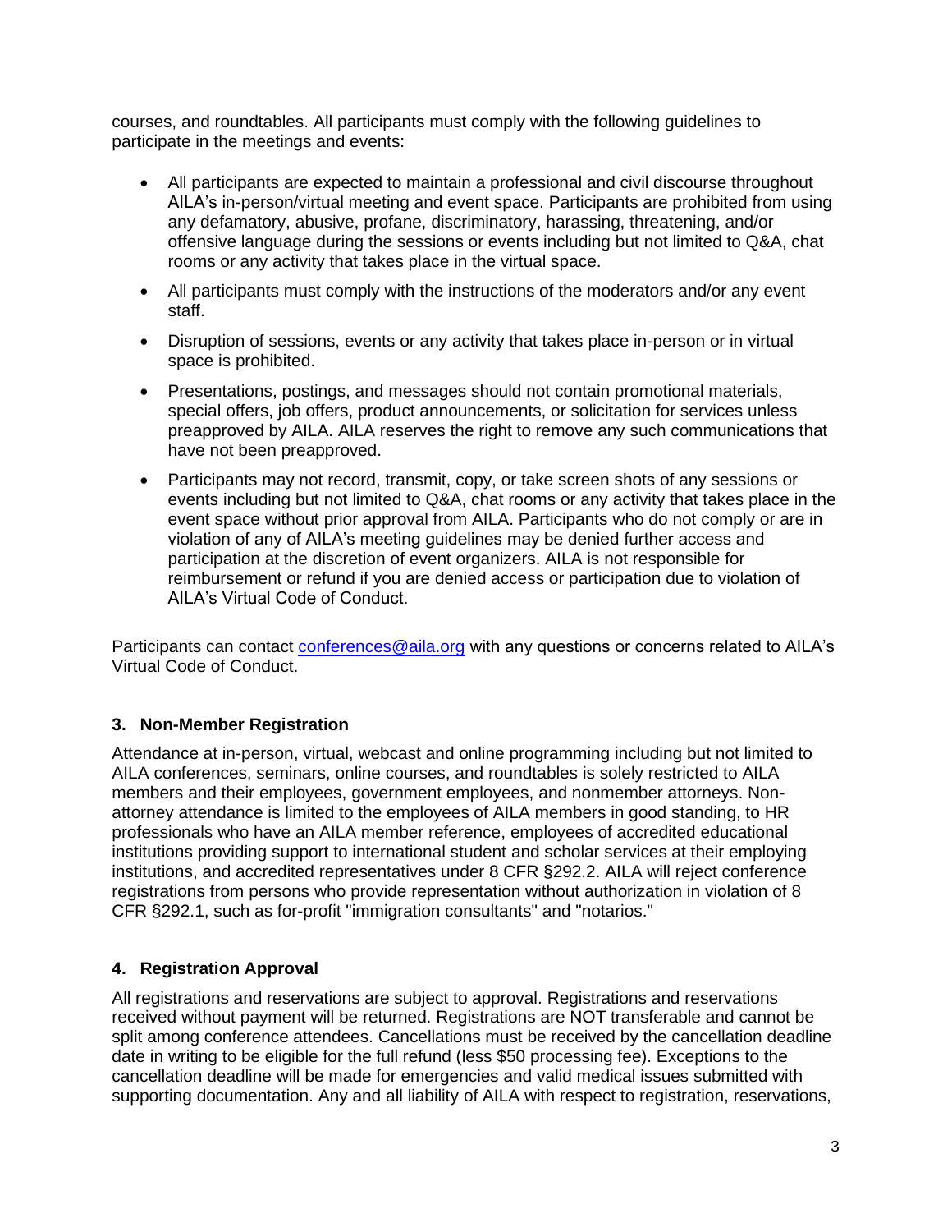courses, and roundtables. All participants must comply with the following guidelines to participate in the meetings and events:

- All participants are expected to maintain a professional and civil discourse throughout AILA's in-person/virtual meeting and event space. Participants are prohibited from using any defamatory, abusive, profane, discriminatory, harassing, threatening, and/or offensive language during the sessions or events including but not limited to Q&A, chat rooms or any activity that takes place in the virtual space.
- All participants must comply with the instructions of the moderators and/or any event staff.
- Disruption of sessions, events or any activity that takes place in-person or in virtual space is prohibited.
- Presentations, postings, and messages should not contain promotional materials, special offers, job offers, product announcements, or solicitation for services unless preapproved by AILA. AILA reserves the right to remove any such communications that have not been preapproved.
- Participants may not record, transmit, copy, or take screen shots of any sessions or events including but not limited to Q&A, chat rooms or any activity that takes place in the event space without prior approval from AILA. Participants who do not comply or are in violation of any of AILA's meeting guidelines may be denied further access and participation at the discretion of event organizers. AILA is not responsible for reimbursement or refund if you are denied access or participation due to violation of AILA's Virtual Code of Conduct.

Participants can contact conferences@aila.org with any questions or concerns related to AILA's Virtual Code of Conduct.

### 3. Non-Member Registration

Attendance at in-person, virtual, webcast and online programming including but not limited to AILA conferences, seminars, online courses, and roundtables is solely restricted to AILA members and their employees, government employees, and nonmember attorneys. Non-attorney attendance is limited to the employees of AILA members in good standing, to HR professionals who have an AILA member reference, employees of accredited educational institutions providing support to international student and scholar services at their employing institutions, and accredited representatives under 8 CFR §292.2. AILA will reject conference registrations from persons who provide representation without authorization in violation of 8 CFR §292.1, such as for-profit "immigration consultants" and "notarios."

### 4. Registration Approval

All registrations and reservations are subject to approval. Registrations and reservations received without payment will be returned. Registrations are NOT transferable and cannot be split among conference attendees. Cancellations must be received by the cancellation deadline date in writing to be eligible for the full refund (less $50 processing fee). Exceptions to the cancellation deadline will be made for emergencies and valid medical issues submitted with supporting documentation. Any and all liability of AILA with respect to registration, reservations,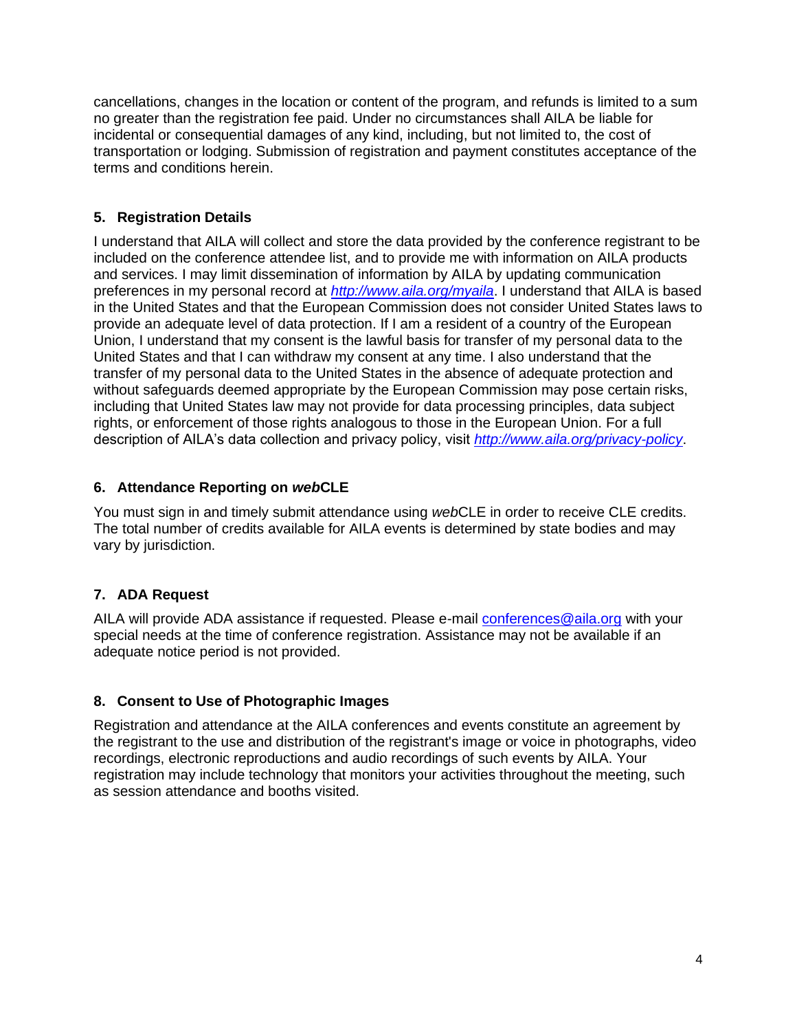cancellations, changes in the location or content of the program, and refunds is limited to a sum no greater than the registration fee paid. Under no circumstances shall AILA be liable for incidental or consequential damages of any kind, including, but not limited to, the cost of transportation or lodging. Submission of registration and payment constitutes acceptance of the terms and conditions herein.

### 5. Registration Details

I understand that AILA will collect and store the data provided by the conference registrant to be included on the conference attendee list, and to provide me with information on AILA products and services. I may limit dissemination of information by AILA by updating communication preferences in my personal record at *http://www.aila.org/myaila*. I understand that AILA is based in the United States and that the European Commission does not consider United States laws to provide an adequate level of data protection. If I am a resident of a country of the European Union, I understand that my consent is the lawful basis for transfer of my personal data to the United States and that I can withdraw my consent at any time. I also understand that the transfer of my personal data to the United States in the absence of adequate protection and without safeguards deemed appropriate by the European Commission may pose certain risks, including that United States law may not provide for data processing principles, data subject rights, or enforcement of those rights analogous to those in the European Union. For a full description of AILA's data collection and privacy policy, visit *http://www.aila.org/privacy-policy*.

### 6. Attendance Reporting on *web*CLE

You must sign in and timely submit attendance using *web*CLE in order to receive CLE credits. The total number of credits available for AILA events is determined by state bodies and may vary by jurisdiction.

### 7. ADA Request

AILA will provide ADA assistance if requested. Please e-mail conferences@aila.org with your special needs at the time of conference registration. Assistance may not be available if an adequate notice period is not provided.

### 8. Consent to Use of Photographic Images

Registration and attendance at the AILA conferences and events constitute an agreement by the registrant to the use and distribution of the registrant's image or voice in photographs, video recordings, electronic reproductions and audio recordings of such events by AILA. Your registration may include technology that monitors your activities throughout the meeting, such as session attendance and booths visited.